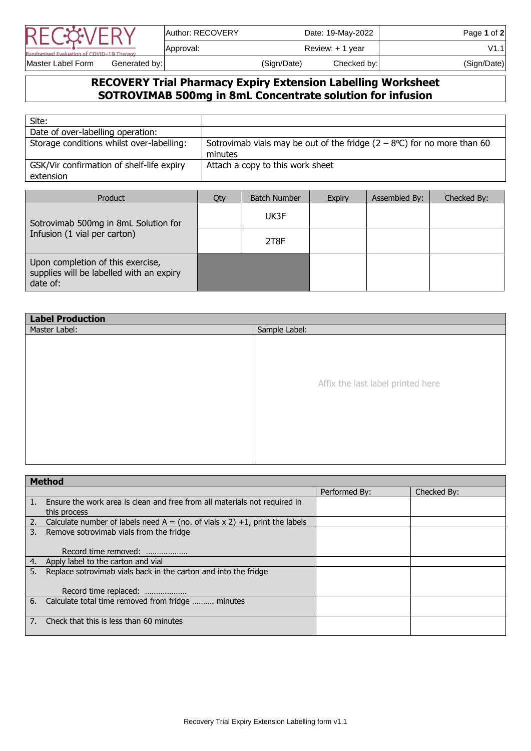| RECOVERY Randomised Evaluation of COVID-19 Therapy | Author: RECOVERY | Date: 19-May-2022 | |
|---|---|---|---|
| | Approval: | Review: + 1 year | V1.1 |
| Master Label Form Generated by: | (Sign/Date) | Checked by: | (Sign/Date) |

# RECOVERY Trial Pharmacy Expiry Extension Labelling Worksheet
## SOTROVIMAB 500mg in 8mL Concentrate solution for infusion

| | |
|---|---|
| Site: | |
| Date of over-labelling operation: | |
| Storage conditions whilst over-labelling: | Sotrovimab vials may be out of the fridge (2 – 8ºC) for no more than 60 minutes |
| GSK/Vir confirmation of shelf-life expiry extension | Attach a copy to this work sheet |

| Product | Qty | Batch Number | Expiry | Assembled By: | Checked By: |
|---|---|---|---|---|---|
| Sotrovimab 500mg in 8mL Solution for Infusion (1 vial per carton) | | UK3F | | | |
| | | 2T8F | | | |
| Upon completion of this exercise, supplies will be labelled with an expiry date of: | | | | | |

| **Label Production** | |
|---|---|
| Master Label: | Sample Label: |
| | Affix the last label printed here |

| **Method** | Performed By: | Checked By: |
|---|---|---|
| 1. Ensure the work area is clean and free from all materials not required in this process | | |
| 2. Calculate number of labels need A = (no. of vials x 2) +1, print the labels | | |
| 3. Remove sotrovimab vials from the fridge<br><br>Record time removed: ……………… | | |
| 4. Apply label to the carton and vial | | |
| 5. Replace sotrovimab vials back in the carton and into the fridge<br><br>Record time replaced: ……………… | | |
| 6. Calculate total time removed from fridge ………. minutes | | |
| 7. Check that this is less than 60 minutes | | |

Recovery Trial Expiry Extension Labelling form v1.1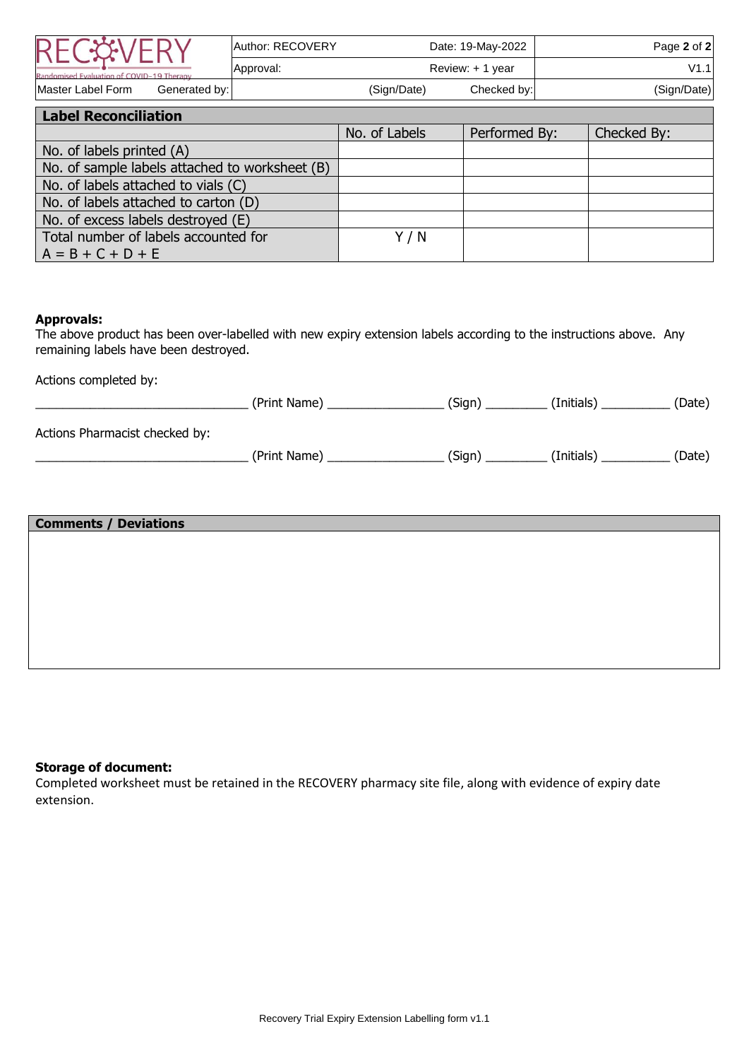| Label Reconciliation | | | |
|---|---|---|---|
| | No. of Labels | Performed By: | Checked By: |
| No. of labels printed (A) | | | |
| No. of sample labels attached to worksheet (B) | | | |
| No. of labels attached to vials (C) | | | |
| No. of labels attached to carton (D) | | | |
| No. of excess labels destroyed (E) | | | |
| Total number of labels accounted for A = B + C + D + E | Y / N | | |

**Approvals:**
The above product has been over-labelled with new expiry extension labels according to the instructions above. Any remaining labels have been destroyed.

Actions completed by:

______________________________ (Print Name) ________________ (Sign) ________ (Initials) _________ (Date)

Actions Pharmacist checked by:

______________________________ (Print Name) ________________ (Sign) ________ (Initials) _________ (Date)

| Comments / Deviations |
|---|
| |

**Storage of document:**
Completed worksheet must be retained in the RECOVERY pharmacy site file, along with evidence of expiry date extension.